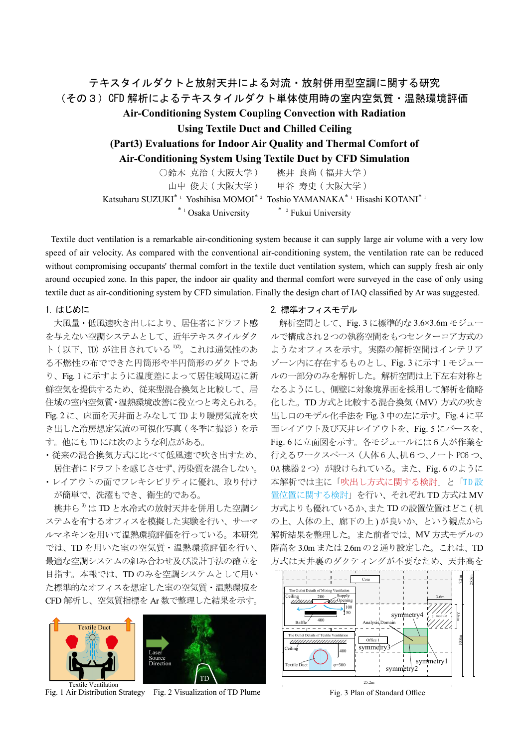# テキスタイルダクトと放射天井による対流・放射併用型空調に関する研究
## （その３）CFD 解析によるテキスタイルダクト単体使用時の室内空気質・温熱環境評価

**Air-Conditioning System Coupling Convection with Radiation Using Textile Duct and Chilled Ceiling**
**(Part3) Evaluations for Indoor Air Quality and Thermal Comfort of Air-Conditioning System Using Textile Duct by CFD Simulation**

○鈴木 克治（大阪大学） 桃井 良尚（福井大学）
山中 俊夫（大阪大学） 甲谷 寿史（大阪大学）

Katsuharu SUZUKI[*1] Yoshihisa MOMOI[*2] Toshio YAMANAKA[*1] Hisashi KOTANI[*1]

[*1] Osaka University [*2] Fukui University

Textile duct ventilation is a remarkable air-conditioning system because it can supply large air volume with a very low speed of air velocity. As compared with the conventional air-conditioning system, the ventilation rate can be reduced without compromising occupants' thermal comfort in the textile duct ventilation system, which can supply fresh air only around occupied zone. In this paper, the indoor air quality and thermal comfort were surveyed in the case of only using textile duct as air-conditioning system by CFD simulation. Finally the design chart of IAQ classified by Ar was suggested.

### 1. はじめに

大風量・低風速吹き出しにより、居住者にドラフト感を与えない空調システムとして、近年テキスタイルダクト（以下、TD）が注目されている [1)2)]。これは通気性のある不燃性の布でできた円筒形や半円筒形のダクトであり、Fig. 1 に示すように温度差によって居住域周辺に新鮮空気を提供するため、従来型混合換気と比較して、居住域の室内空気質・温熱環境改善に役立つと考えられる。Fig. 2 に、床面を天井面とみなして TD より暖房気流を吹き出した冷房想定気流の可視化写真（冬季に撮影）を示す。他にも TD には次のような利点がある。

- 従来の混合換気方式に比べて低風速で吹き出すため、居住者にドラフトを感じさせず、汚染質を混合しない。
- レイアウトの面でフレキシビリティに優れ、取り付けが簡単で、洗濯もでき、衛生的である。

桃井ら [3)] は TD と水冷式の放射天井を併用した空調システムを有するオフィスを模擬した実験を行い、サーマルマネキンを用いて温熱環境評価を行っている。本研究では、TD を用いた室の空気質・温熱環境評価を行い、最適な空調システムの組み合わせ及び設計手法の確立を目指す。本報では、TD のみを空調システムとして用いた標準的なオフィスを想定した室の空気質・温熱環境を CFD 解析し、空気質指標を Ar 数で整理した結果を示す。

Fig. 1 Air Distribution Strategy

Fig. 2 Visualization of TD Plume

### 2. 標準オフィスモデル

解析空間として、Fig. 3 に標準的な 3.6×3.6m モジュールで構成され２つの執務空間をもつセンターコア方式のようなオフィスを示す。実際の解析空間はインテリアゾーン内に存在するものとし、Fig. 3 に示す１モジュールの一部分のみを解析した。解析空間は上下左右対称となるようにし、側壁に対象境界面を採用して解析を簡略化した。TD 方式と比較する混合換気（MV）方式の吹き出し口のモデル化手法を Fig. 3 中の左に示す。Fig. 4 に平面レイアウト及び天井レイアウトを、Fig. 5 にパースを、Fig. 6 に立面図を示す。各モジュールには６人が作業を行えるワークスペース（人体６人、机６つ、ノート PC６つ、OA 機器２つ）が設けられている。また、Fig. 6 のように本解析では主に「吹出し方式に関する検討」と「TD 設置位置に関する検討」を行い、それぞれ TD 方式は MV 方式よりも優れているか、また TD の設置位置はどこ（机の上、人体の上、廊下の上）が良いか、という観点から解析結果を整理した。また前者では、MV 方式モデルの階高を 3.0m または 2.6m の２通り設定した。これは、TD 方式は天井裏のダクティングが不要なため、天井高を

Fig. 3 Plan of Standard Office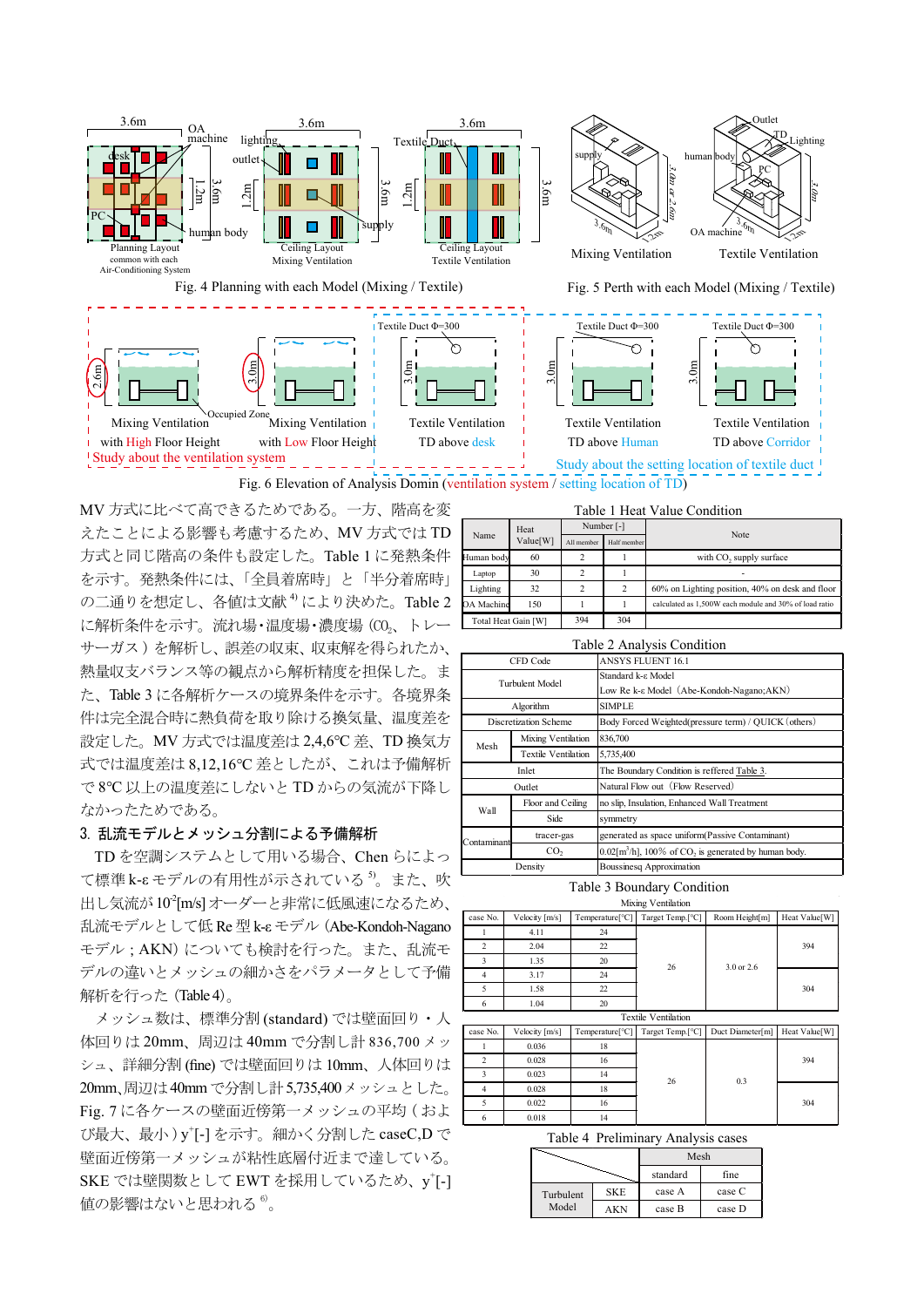Fig. 4 Planning with each Model (Mixing / Textile)

Fig. 5 Perth with each Model (Mixing / Textile)

Fig. 6 Elevation of Analysis Domin (ventilation system / setting location of TD)

MV 方式に比べて高できるためである。一方、階高を変えたことによる影響も考慮するため、MV 方式では TD 方式と同じ階高の条件も設定した。Table 1 に発熱条件を示す。発熱条件には、「全員着席時」と「半分着席時」の二通りを想定し、各値は文献[4]により決めた。Table 2 に解析条件を示す。流れ場・温度場・濃度場 ($CO_2$、トレーサーガス）を解析し、誤差の収束、収束解を得られたか、熱量収支バランス等の観点から解析精度を担保した。また、Table 3 に各解析ケースの境界条件を示す。各境界条件は完全混合時に熱負荷を取り除ける換気量、温度差を設定した。MV 方式では温度差は 2,4,6℃ 差、TD 換気方式では温度差は 8,12,16℃ 差としたが、これは予備解析で 8℃ 以上の温度差にしないと TD からの気流が下降しなかったためである。

## 3. 乱流モデルとメッシュ分割による予備解析

TD を空調システムとして用いる場合、Chen らによって標準 k-ε モデルの有用性が示されている[5]。また、吹出し気流が $10^{-2}$[m/s] オーダーと非常に低風速になるため、乱流モデルとして低 Re 型 k-ε モデル（Abe-Kondoh-Nagano モデル；AKN）についても検討を行った。また、乱流モデルの違いとメッシュの細かさをパラメータとして予備解析を行った（Table 4)。

メッシュ数は、標準分割 (standard) では壁面回り・人体回りは 20mm、周辺は 40mm で分割し計 836,700 メッシュ、詳細分割 (fine) では壁面回りは 10mm、人体回りは 20mm, 周辺は 40mm で分割し計 5,735,400 メッシュとした。Fig. 7 に各ケースの壁面近傍第一メッシュの平均（および最大、最小）$y^+$[-] を示す。細かく分割した caseC,D で壁面近傍第一メッシュが粘性底層付近まで達している。SKE では壁関数として EWT を採用しているため、$y^+$[-] 値の影響はないと思われる[6]。

Table 1 Heat Value Condition

| Name | Heat Value[W] | Number [-] All member | Number [-] Half member | Note |
|---|---|---|---|---|
| Human body | 60 | 2 | 1 | with $CO_2$ supply surface |
| Laptop | 30 | 2 | 1 | - |
| Lighting | 32 | 2 | 2 | 60% on Lighting position, 40% on desk and floor |
| OA Machine | 150 | 1 | 1 | calculated as 1,500W each module and 30% of load ratio |
| Total Heat Gain [W] | | 394 | 304 | |

Table 2 Analysis Condition

| | | |
|---|---|---|
| CFD Code | | ANSYS FLUENT 16.1 |
| Turbulent Model | | Standard k-ε Model<br>Low Re k-ε Model（Abe-Kondoh-Nagano;AKN） |
| Algorithm | | SIMPLE |
| Discretization Scheme | | Body Forced Weighted(pressure term) / QUICK（others） |
| Mesh | Mixing Ventilation | 836,700 |
| | Textile Ventilation | 5,735,400 |
| Inlet | | The Boundary Condition is reffered Table 3. |
| Outlet | | Natural Flow out（Flow Reserved） |
| Wall | Floor and Ceiling | no slip, Insulation, Enhanced Wall Treatment |
| | Side | symmetry |
| Contaminant | tracer-gas | generated as space uniform(Passive Contaminant) |
| | $CO_2$ | 0.02[$m^3$/h], 100% of $CO_2$ is generated by human body. |
| Density | | Boussinesq Approximation |

Table 3 Boundary Condition

Mixing Ventilation

| case No. | Velocity [m/s] | Temperature[℃] | Target Temp.[℃] | Room Height[m] | Heat Value[W] |
|---|---|---|---|---|---|
| 1 | 4.11 | 24 | 26 | 3.0 or 2.6 | 394 |
| 2 | 2.04 | 22 | | | |
| 3 | 1.35 | 20 | | | |
| 4 | 3.17 | 24 | | | 304 |
| 5 | 1.58 | 22 | | | |
| 6 | 1.04 | 20 | | | |

Textile Ventilation

| case No. | Velocity [m/s] | Temperature[℃] | Target Temp.[℃] | Duct Diameter[m] | Heat Value[W] |
|---|---|---|---|---|---|
| 1 | 0.036 | 18 | 26 | 0.3 | 394 |
| 2 | 0.028 | 16 | | | |
| 3 | 0.023 | 14 | | | |
| 4 | 0.028 | 18 | | | 304 |
| 5 | 0.022 | 16 | | | |
| 6 | 0.018 | 14 | | | |

Table 4 Preliminary Analysis cases

| | | Mesh standard | Mesh fine |
|---|---|---|---|
| Turbulent Model | SKE | case A | case C |
| | AKN | case B | case D |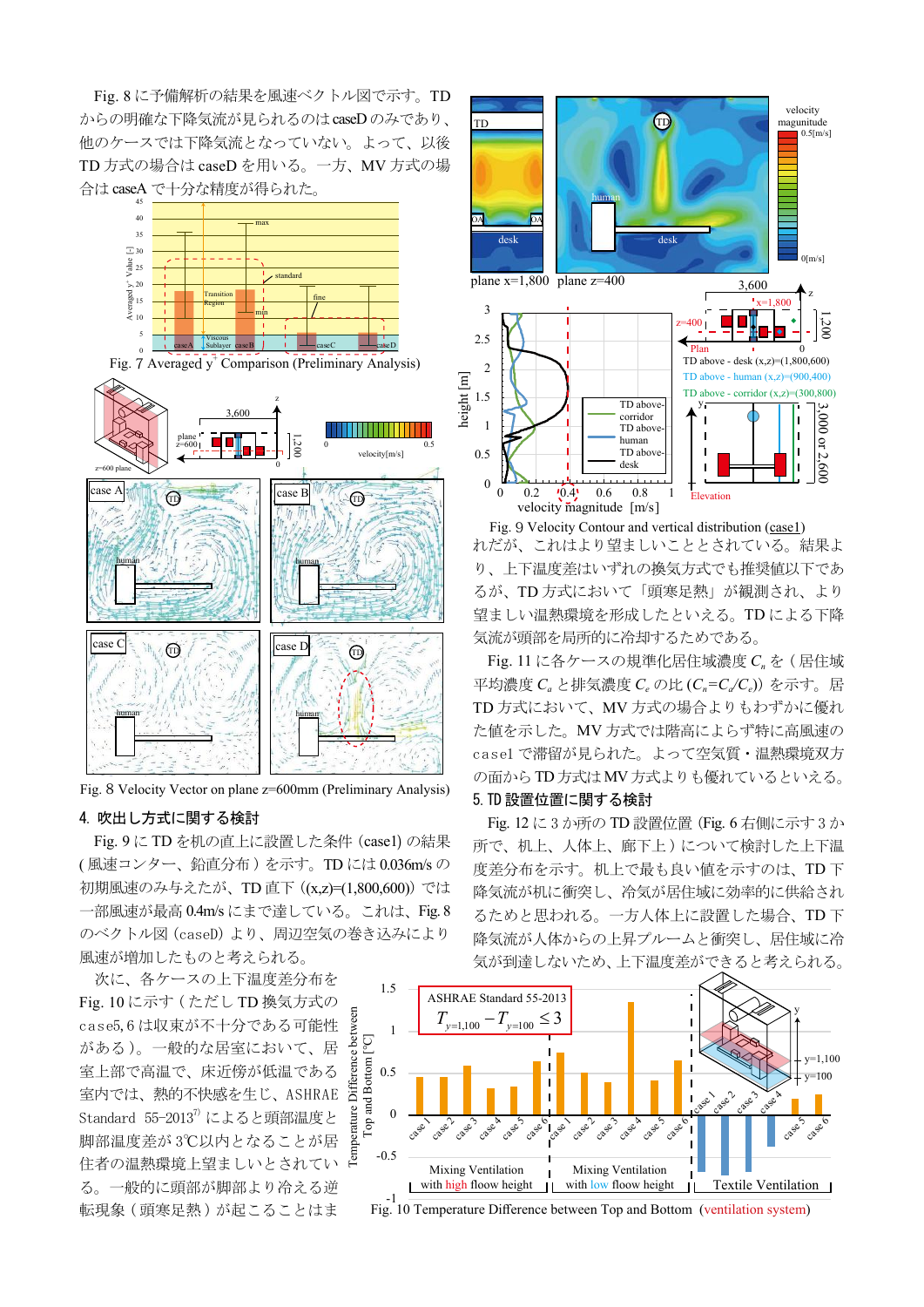Fig. 8 に予備解析の結果を風速ベクトル図で示す。TD からの明確な下降気流が見られるのは caseD のみであり、他のケースでは下降気流となっていない。よって、以後 TD 方式の場合は caseD を用いる。一方、MV 方式の場合は caseA で十分な精度が得られた。

Fig. 7 Averaged $y^+$ Comparison (Preliminary Analysis)

Fig. 8 Velocity Vector on plane z=600mm (Preliminary Analysis)

## 4. 吹出し方式に関する検討

Fig. 9 に TD を机の直上に設置した条件（case1）の結果（風速コンター、鉛直分布）を示す。TD には 0.036m/s の初期風速のみ与えたが、TD 直下（(x,z)=(1,800,600)）では一部風速が最高 0.4m/s にまで達している。これは、Fig. 8 のベクトル図（caseD）より、周辺空気の巻き込みにより風速が増加したものと考えられる。

次に、各ケースの上下温度差分布を Fig. 10 に示す（ただし TD 換気方式の case5, 6 は収束が不十分である可能性がある）。一般的な居室において、居室上部で高温で、床近傍が低温である室内では、熱的不快感を生じ、ASHRAE Standard 55-2013[7] によると頭部温度と脚部温度差が 3℃以内となることが居住者の温熱環境上望ましいとされている。一般的に頭部が脚部より冷える逆転現象（頭寒足熱）が起こることはまれだが、これはより望ましいこととされている。結果より、上下温度差はいずれの換気方式でも推奨値以下であるが、TD 方式において「頭寒足熱」が観測され、より望ましい温熱環境を形成したといえる。TD による下降気流が頭部を局所的に冷却するためである。

Fig. 9 Velocity Contour and vertical distribution (case1)

Fig. 11 に各ケースの規準化居住域濃度 $C_n$ を（居住域平均濃度 $C_a$ と排気濃度 $C_e$ の比 ($C_n$=$C_a$/$C_e$)）を示す。居 TD 方式において、MV 方式の場合よりもわずかに優れた値を示した。MV 方式では階高によらず特に高風速の case1 で滞留が見られた。よって空気質・温熱環境双方の面から TD 方式は MV 方式よりも優れているといえる。

## 5. TD 設置位置に関する検討

Fig. 12 に 3 か所の TD 設置位置（Fig. 6 右側に示す 3 か所で、机上、人体上、廊下上）について検討した上下温度差分布を示す。机上で最も良い値を示すのは、TD 下降気流が机に衝突し、冷気が居住域に効率的に供給されるためと思われる。一方人体上に設置した場合、TD 下降気流が人体からの上昇プルームと衝突し、居住域に冷気が到達しないため、上下温度差ができると考えられる。

ASHRAE Standard 55-2013: $T_{y=1,100} - T_{y=100} \leq 3$

Fig. 10 Temperature Difference between Top and Bottom (ventilation system)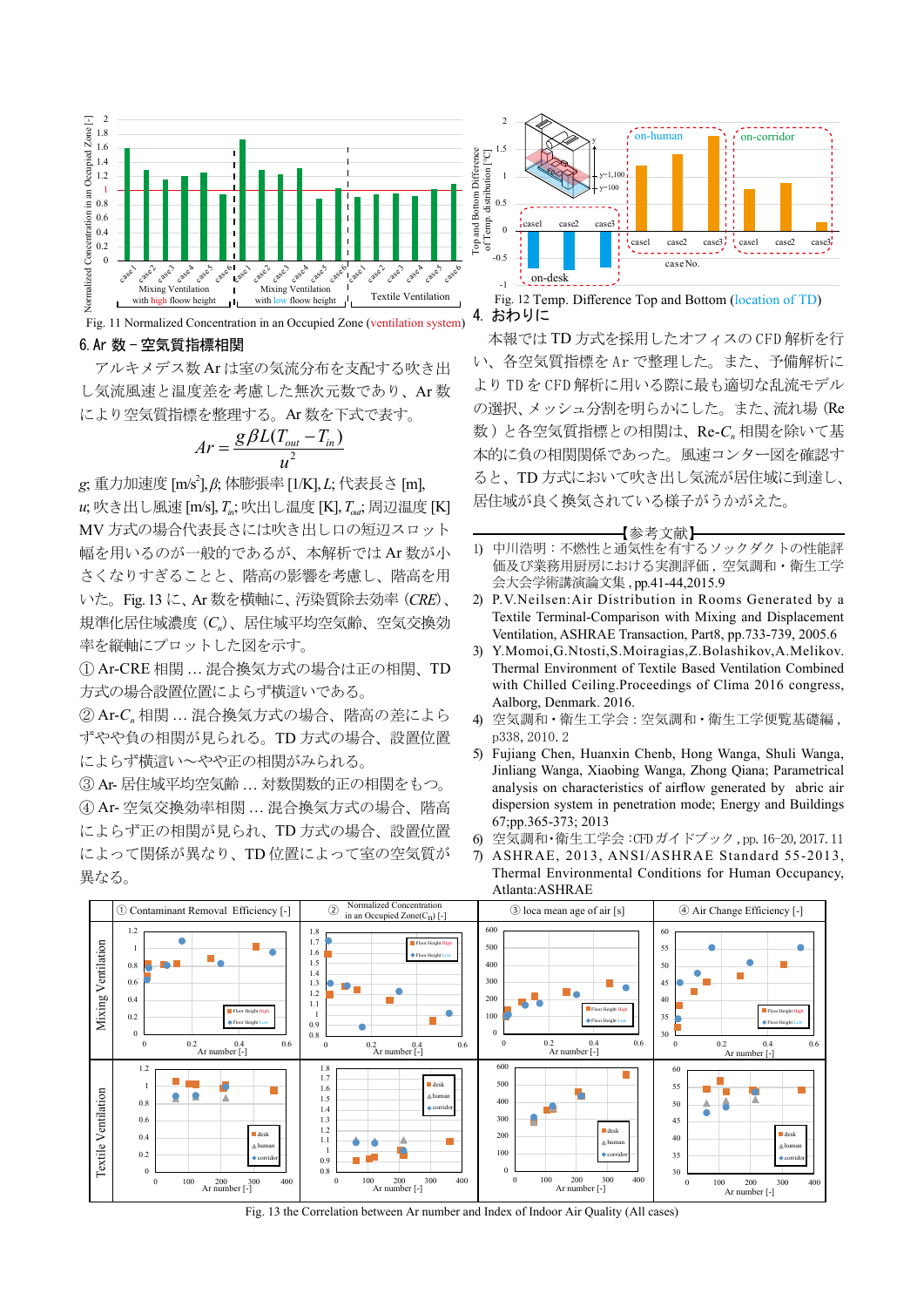Fig. 11 Normalized Concentration in an Occupied Zone (ventilation system)

Fig. 12 Temp. Difference Top and Bottom (location of TD)

## 6. Ar 数 - 空気質指標相関

アルキメデス数 Ar は室の気流分布を支配する吹き出し気流風速と温度差を考慮した無次元数であり、Ar 数により空気質指標を整理する。Ar 数を下式で表す。

$$Ar = \frac{g\beta L(T_{out} - T_{in})}{u^2}$$

$g$; 重力加速度 [m/s²], $\beta$; 体膨張率 [1/K], $L$; 代表長さ [m], $u$; 吹き出し風速 [m/s], $T_{in}$; 吹出し温度 [K], $T_{out}$; 周辺温度 [K]

MV 方式の場合代表長さには吹き出し口の短辺スロット幅を用いるのが一般的であるが、本解析では Ar 数が小さくなりすぎることと、階高の影響を考慮し、階高を用いた。Fig. 13 に、Ar 数を横軸に、汚染質除去効率 (*CRE*)、規準化居住域濃度 ($C_n$)、居住域平均空気齢、空気交換効率を縦軸にプロットした図を示す。

① Ar-CRE 相関 … 混合換気方式の場合は正の相関、TD 方式の場合設置位置によらず横這いである。

② Ar-$C_n$ 相関 … 混合換気方式の場合、階高の差によらずやや負の相関が見られる。TD 方式の場合、設置位置によらず横這い～やや正の相関がみられる。

③ Ar- 居住域平均空気齢 … 対数関数的正の相関をもつ。

④ Ar- 空気交換効率相関 … 混合換気方式の場合、階高によらず正の相関が見られ、TD 方式の場合、設置位置によって関係が異なり、TD 位置によって室の空気質が異なる。

## 4. おわりに

本報では TD 方式を採用したオフィスの CFD 解析を行い、各空気質指標を Ar で整理した。また、予備解析により TD を CFD 解析に用いる際に最も適切な乱流モデルの選択、メッシュ分割を明らかにした。また、流れ場 (Re 数) と各空気質指標との相関は、Re-$C_n$ 相関を除いて基本的に負の相関関係であった。風速コンター図を確認すると、TD 方式において吹き出し気流が居住域に到達し、居住域が良く換気されている様子がうかがえた。

## 【参考文献】

1) 中川浩明：不燃性と通気性を有するソックダクトの性能評価及び業務用厨房における実測評価，空気調和・衛生工学会大会学術講演論文集 , pp.41-44,2015.9
2) P.V.Neilsen:Air Distribution in Rooms Generated by a Textile Terminal-Comparison with Mixing and Displacement Ventilation, ASHRAE Transaction, Part8, pp.733-739, 2005.6
3) Y.Momoi,G.Ntosti,S.Moiragias,Z.Bolashikov,A.Melikov. Thermal Environment of Textile Based Ventilation Combined with Chilled Ceiling.Proceedings of Clima 2016 congress, Aalborg, Denmark. 2016.
4) 空気調和・衛生工学会：空気調和・衛生工学便覧基礎編，p338, 2010. 2
5) Fujiang Chen, Huanxin Chenb, Hong Wanga, Shuli Wanga, Jinliang Wanga, Xiaobing Wanga, Zhong Qiana; Parametrical analysis on characteristics of airflow generated by abric air dispersion system in penetration mode; Energy and Buildings 67;pp.365-373; 2013
6) 空気調和・衛生工学会 :CFD ガイドブック , pp. 16-20, 2017. 11
7) ASHRAE, 2013, ANSI/ASHRAE Standard 55-2013, Thermal Environmental Conditions for Human Occupancy, Atlanta:ASHRAE

Fig. 13 the Correlation between Ar number and Index of Indoor Air Quality (All cases)